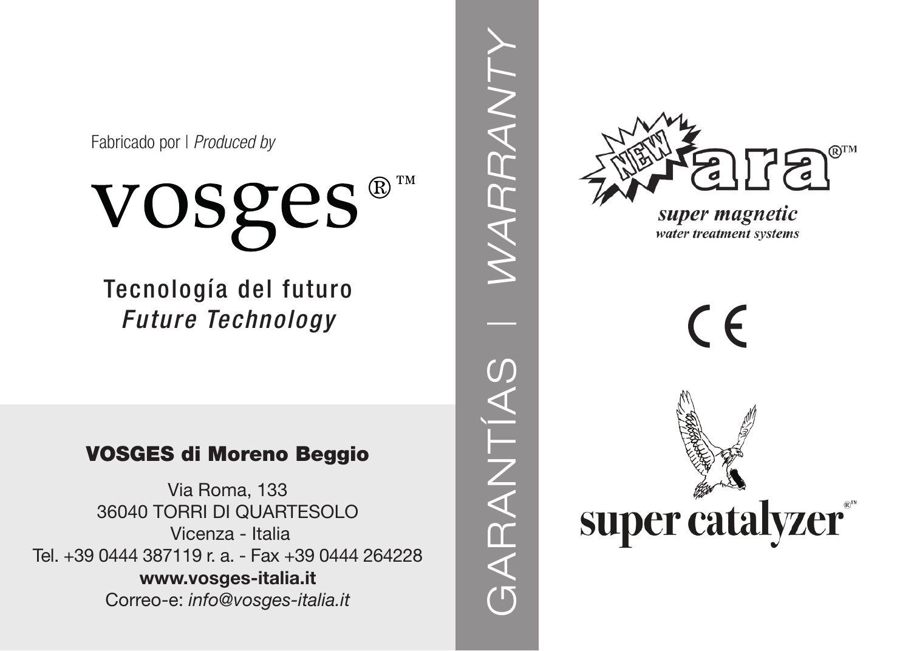Fabricado por | *Produced by*

# vosges®™

Tecnología del futuro
*Future Technology*

**VOSGES di Moreno Beggio**

Via Roma, 133
36040 TORRI DI QUARTESOLO
Vicenza - Italia
Tel. +39 0444 387119 r. a. - Fax +39 0444 264228
**www.vosges-italia.it**
Correo-e: *info@vosges-italia.it*

GARANTÍAS | *WARRANTY*

NEW ara®™

*super magnetic*
*water treatment systems*

CE

super catalyzer®™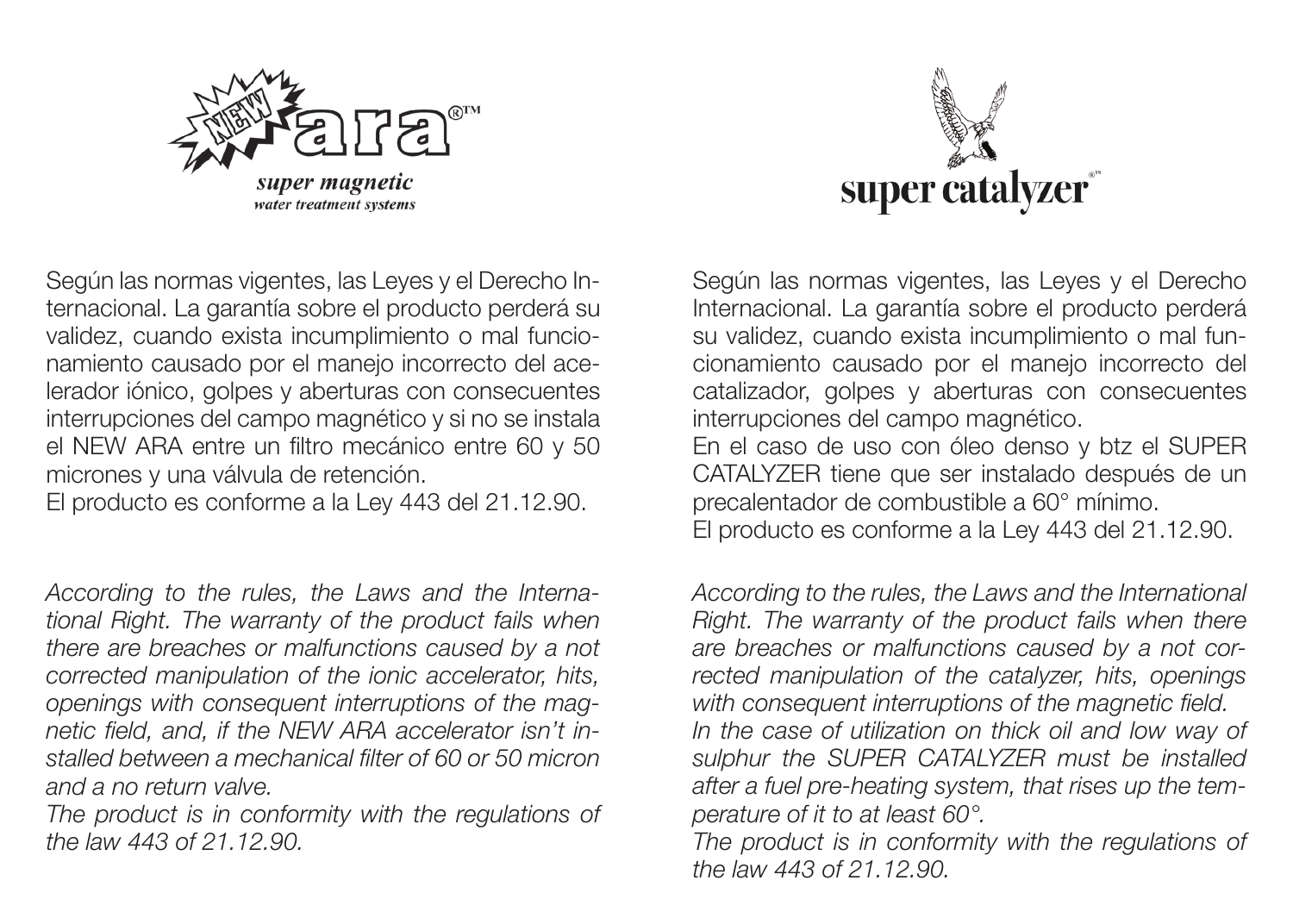NEW ara®™

*super magnetic*
*water treatment systems*

Según las normas vigentes, las Leyes y el Derecho Internacional. La garantía sobre el producto perderá su validez, cuando exista incumplimiento o mal funcionamiento causado por el manejo incorrecto del acelerador iónico, golpes y aberturas con consecuentes interrupciones del campo magnético y si no se instala el NEW ARA entre un filtro mecánico entre 60 y 50 micrones y una válvula de retención.
El producto es conforme a la Ley 443 del 21.12.90.

*According to the rules, the Laws and the International Right. The warranty of the product fails when there are breaches or malfunctions caused by a not corrected manipulation of the ionic accelerator, hits, openings with consequent interruptions of the magnetic field, and, if the NEW ARA accelerator isn't installed between a mechanical filter of 60 or 50 micron and a no return valve.*
*The product is in conformity with the regulations of the law 443 of 21.12.90.*

super catalyzer®™

Según las normas vigentes, las Leyes y el Derecho Internacional. La garantía sobre el producto perderá su validez, cuando exista incumplimiento o mal funcionamiento causado por el manejo incorrecto del catalizador, golpes y aberturas con consecuentes interrupciones del campo magnético.
En el caso de uso con óleo denso y btz el SUPER CATALYZER tiene que ser instalado después de un precalentador de combustible a 60° mínimo.
El producto es conforme a la Ley 443 del 21.12.90.

*According to the rules, the Laws and the International Right. The warranty of the product fails when there are breaches or malfunctions caused by a not corrected manipulation of the catalyzer, hits, openings with consequent interruptions of the magnetic field.*
*In the case of utilization on thick oil and low way of sulphur the SUPER CATALYZER must be installed after a fuel pre-heating system, that rises up the temperature of it to at least 60°.*
*The product is in conformity with the regulations of the law 443 of 21.12.90.*